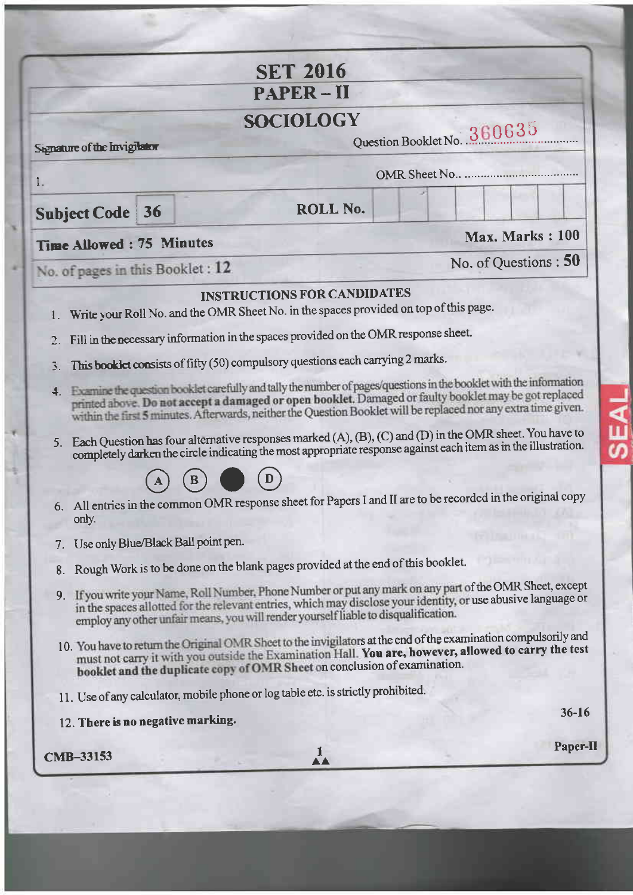# SET 2016

## PAPER – II

## SOCIOLOGY

Signature of the Invigilator

Question Booklet No. 360635

1.

OMR Sheet No.. ..................................

**Subject Code** 36 | **ROLL No.**

**Time Allowed : 75 Minutes** | **Max. Marks : 100**

No. of pages in this Booklet : **12** | No. of Questions : **50**

### INSTRUCTIONS FOR CANDIDATES

1. Write your Roll No. and the OMR Sheet No. in the spaces provided on top of this page.
2. Fill in the necessary information in the spaces provided on the OMR response sheet.
3. This booklet consists of fifty (50) compulsory questions each carrying 2 marks.
4. Examine the question booklet carefully and tally the number of pages/questions in the booklet with the information printed above. **Do not accept a damaged or open booklet.** Damaged or faulty booklet may be got replaced within the first 5 minutes. Afterwards, neither the Question Booklet will be replaced nor any extra time given.
5. Each Question has four alternative responses marked (A), (B), (C) and (D) in the OMR sheet. You have to completely darken the circle indicating the most appropriate response against each item as in the illustration.

   (A) (B) ● (D)

6. All entries in the common OMR response sheet for Papers I and II are to be recorded in the original copy only.
7. Use only Blue/Black Ball point pen.
8. Rough Work is to be done on the blank pages provided at the end of this booklet.
9. If you write your Name, Roll Number, Phone Number or put any mark on any part of the OMR Sheet, except in the spaces allotted for the relevant entries, which may disclose your identity, or use abusive language or employ any other unfair means, you will render yourself liable to disqualification.
10. You have to return the Original OMR Sheet to the invigilators at the end of the examination compulsorily and must not carry it with you outside the Examination Hall. **You are, however, allowed to carry the test booklet and the duplicate copy of OMR Sheet** on conclusion of examination.
11. Use of any calculator, mobile phone or log table etc. is strictly prohibited.
12. **There is no negative marking.**

36-16

CMB-33153

Paper-II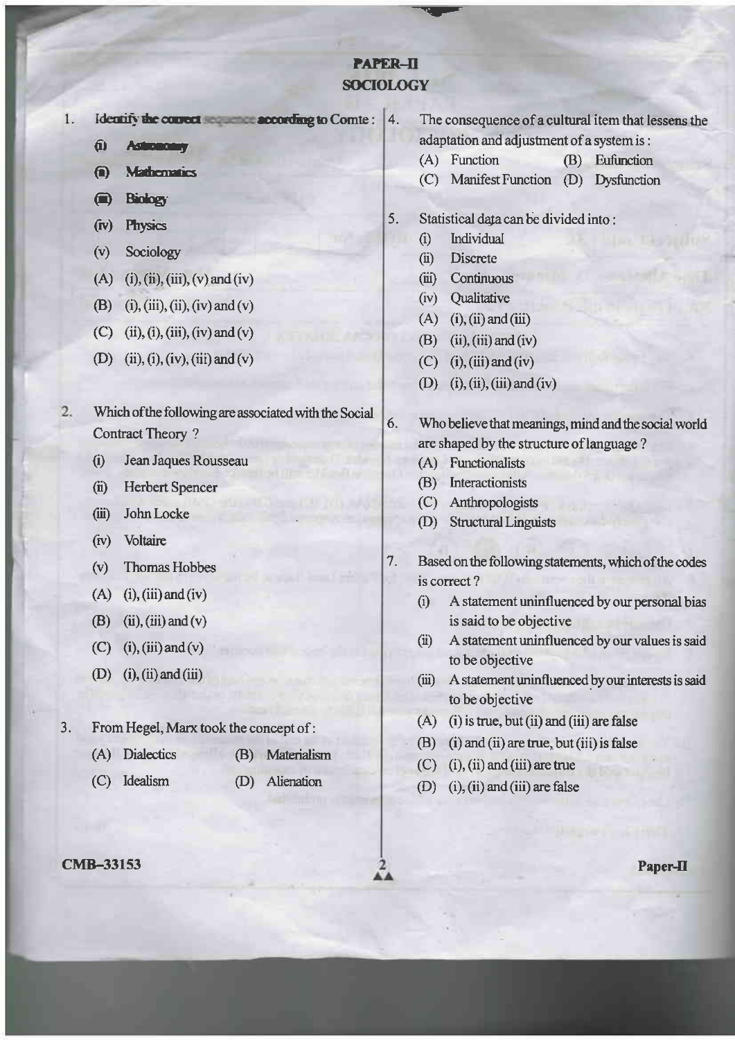# PAPER-II
## SOCIOLOGY

1. Identify the correct sequence according to Comte :
   (i) Astronomy
   (ii) Mathematics
   (iii) Biology
   (iv) Physics
   (v) Sociology
   (A) (i), (ii), (iii), (v) and (iv)
   (B) (i), (iii), (ii), (iv) and (v)
   (C) (ii), (i), (iii), (iv) and (v)
   (D) (ii), (i), (iv), (iii) and (v)

2. Which of the following are associated with the Social Contract Theory ?
   (i) Jean Jaques Rousseau
   (ii) Herbert Spencer
   (iii) John Locke
   (iv) Voltaire
   (v) Thomas Hobbes
   (A) (i), (iii) and (iv)
   (B) (ii), (iii) and (v)
   (C) (i), (iii) and (v)
   (D) (i), (ii) and (iii)

3. From Hegel, Marx took the concept of :
   (A) Dialectics (B) Materialism
   (C) Idealism (D) Alienation

4. The consequence of a cultural item that lessens the adaptation and adjustment of a system is :
   (A) Function (B) Eufunction
   (C) Manifest Function (D) Dysfunction

5. Statistical data can be divided into :
   (i) Individual
   (ii) Discrete
   (iii) Continuous
   (iv) Qualitative
   (A) (i), (ii) and (iii)
   (B) (ii), (iii) and (iv)
   (C) (i), (iii) and (iv)
   (D) (i), (ii), (iii) and (iv)

6. Who believe that meanings, mind and the social world are shaped by the structure of language ?
   (A) Functionalists
   (B) Interactionists
   (C) Anthropologists
   (D) Structural Linguists

7. Based on the following statements, which of the codes is correct ?
   (i) A statement uninfluenced by our personal bias is said to be objective
   (ii) A statement uninfluenced by our values is said to be objective
   (iii) A statement uninfluenced by our interests is said to be objective
   (A) (i) is true, but (ii) and (iii) are false
   (B) (i) and (ii) are true, but (iii) is false
   (C) (i), (ii) and (iii) are true
   (D) (i), (ii) and (iii) are false

CMB-33153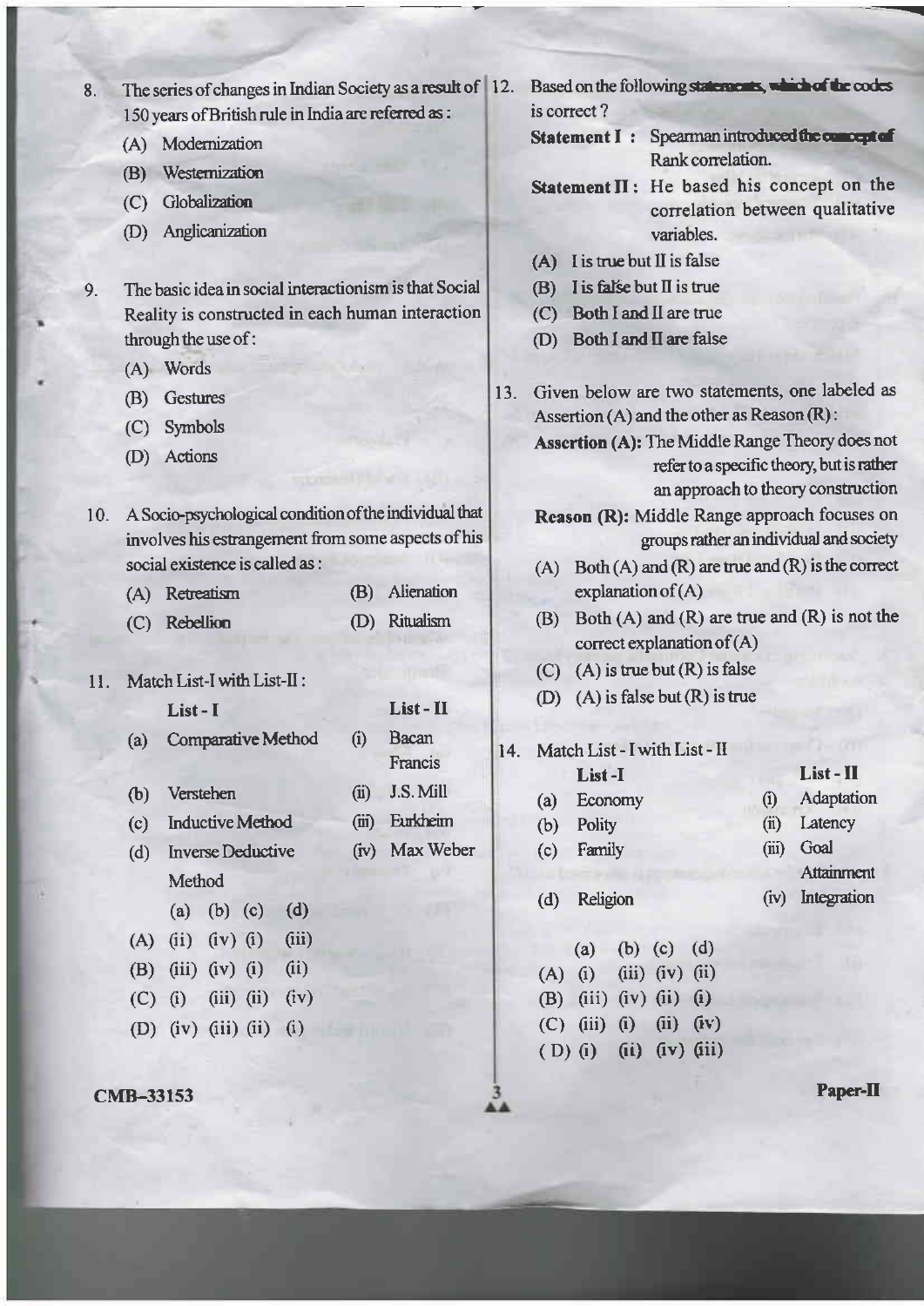8. The series of changes in Indian Society as a result of 150 years of British rule in India are referred as :

   (A) Modernization

   (B) Westernization

   (C) Globalization

   (D) Anglicanization

9. The basic idea in social interactionism is that Social Reality is constructed in each human interaction through the use of :

   (A) Words

   (B) Gestures

   (C) Symbols

   (D) Actions

10. A Socio-psychological condition of the individual that involves his estrangement from some aspects of his social existence is called as :

    (A) Retreatism (B) Alienation

    (C) Rebellion (D) Ritualism

11. Match List-I with List-II :

| | List - I | | List - II |
|---|---|---|---|
| (a) | Comparative Method | (i) | Bacan Francis |
| (b) | Verstehen | (ii) | J.S. Mill |
| (c) | Inductive Method | (iii) | Eurkheim |
| (d) | Inverse Deductive Method | (iv) | Max Weber |

| | (a) | (b) | (c) | (d) |
|---|---|---|---|---|
| (A) | (ii) | (iv) | (i) | (iii) |
| (B) | (iii) | (iv) | (i) | (ii) |
| (C) | (i) | (iii) | (ii) | (iv) |
| (D) | (iv) | (iii) | (ii) | (i) |

12. Based on the following statements, which of the codes is correct ?

    **Statement I :** Spearman introduced the concept of Rank correlation.

    **Statement II :** He based his concept on the correlation between qualitative variables.

    (A) I is true but II is false

    (B) I is false but II is true

    (C) Both I and II are true

    (D) Both I and II are false

13. Given below are two statements, one labeled as Assertion (A) and the other as Reason (R) :

    **Assertion (A):** The Middle Range Theory does not refer to a specific theory, but is rather an approach to theory construction

    **Reason (R):** Middle Range approach focuses on groups rather an individual and society

    (A) Both (A) and (R) are true and (R) is the correct explanation of (A)

    (B) Both (A) and (R) are true and (R) is not the correct explanation of (A)

    (C) (A) is true but (R) is false

    (D) (A) is false but (R) is true

14. Match List - I with List - II

| | List - I | | List - II |
|---|---|---|---|
| (a) | Economy | (i) | Adaptation |
| (b) | Polity | (ii) | Latency |
| (c) | Family | (iii) | Goal Attainment |
| (d) | Religion | (iv) | Integration |

| | (a) | (b) | (c) | (d) |
|---|---|---|---|---|
| (A) | (i) | (iii) | (iv) | (ii) |
| (B) | (iii) | (iv) | (ii) | (i) |
| (C) | (iii) | (i) | (ii) | (iv) |
| (D) | (i) | (ii) | (iv) | (iii) |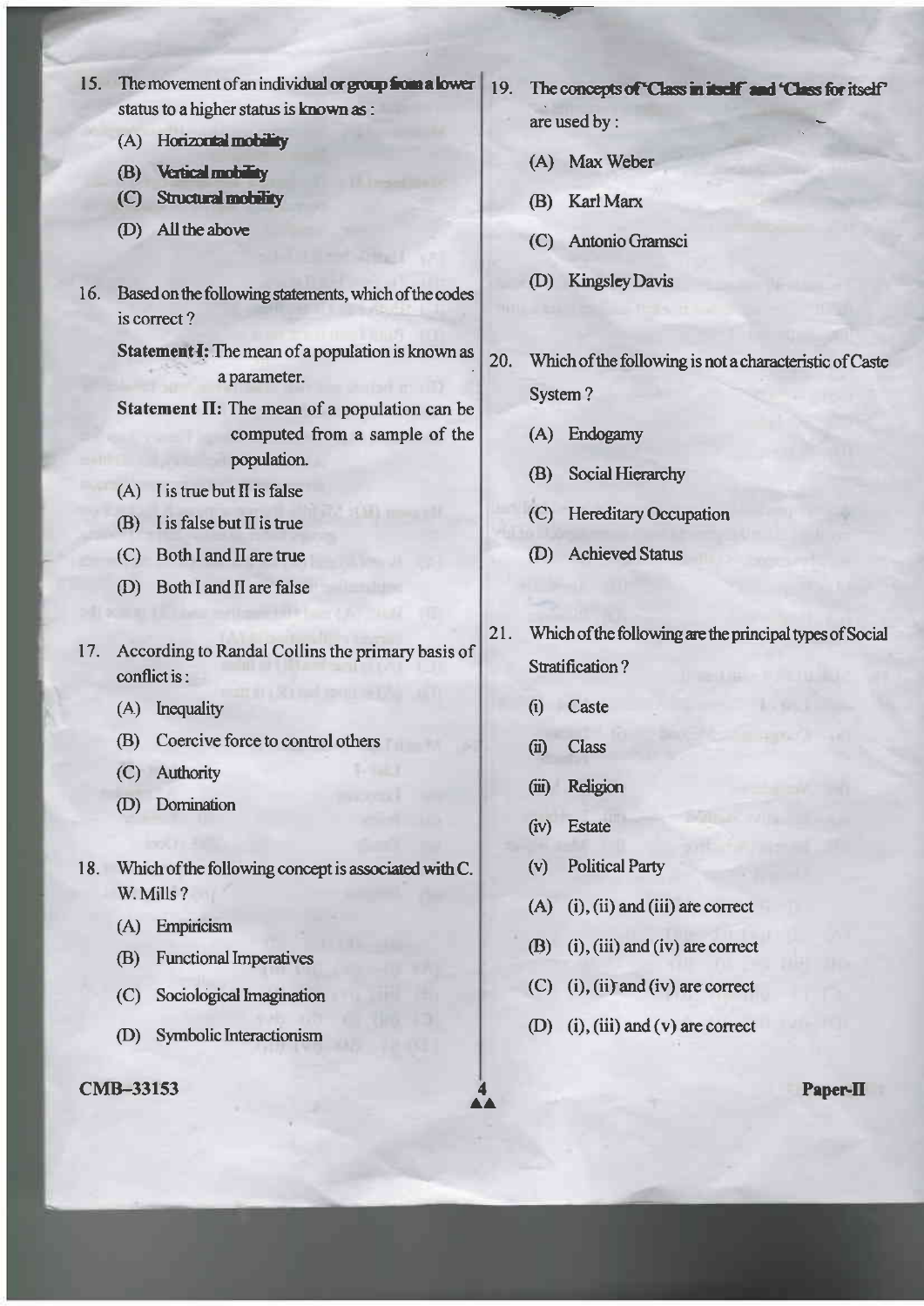15. The movement of an individual or group from a lower status to a higher status is known as :

    (A) Horizontal mobility

    (B) Vertical mobility

    (C) Structural mobility

    (D) All the above

16. Based on the following statements, which of the codes is correct ?

    **Statement I:** The mean of a population is known as a parameter.

    **Statement II:** The mean of a population can be computed from a sample of the population.

    (A) I is true but II is false

    (B) I is false but II is true

    (C) Both I and II are true

    (D) Both I and II are false

17. According to Randal Collins the primary basis of conflict is :

    (A) Inequality

    (B) Coercive force to control others

    (C) Authority

    (D) Domination

18. Which of the following concept is associated with C. W. Mills ?

    (A) Empiricism

    (B) Functional Imperatives

    (C) Sociological Imagination

    (D) Symbolic Interactionism

19. The concepts of 'Class in itself' and 'Class for itself' are used by :

    (A) Max Weber

    (B) Karl Marx

    (C) Antonio Gramsci

    (D) Kingsley Davis

20. Which of the following is not a characteristic of Caste System ?

    (A) Endogamy

    (B) Social Hierarchy

    (C) Hereditary Occupation

    (D) Achieved Status

21. Which of the following are the principal types of Social Stratification ?

    (i) Caste

    (ii) Class

    (iii) Religion

    (iv) Estate

    (v) Political Party

    (A) (i), (ii) and (iii) are correct

    (B) (i), (iii) and (iv) are correct

    (C) (i), (ii) and (iv) are correct

    (D) (i), (iii) and (v) are correct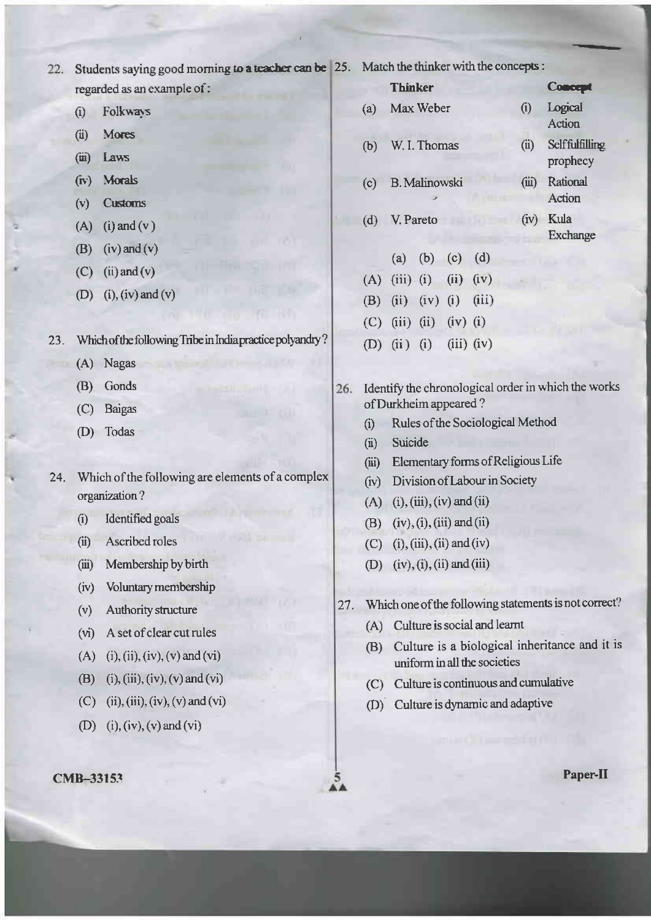22. Students saying good morning to a teacher can be regarded as an example of :

    (i) Folkways
    (ii) Mores
    (iii) Laws
    (iv) Morals
    (v) Customs

    (A) (i) and (v)
    (B) (iv) and (v)
    (C) (ii) and (v)
    (D) (i), (iv) and (v)

23. Which of the following Tribe in India practice polyandry ?

    (A) Nagas
    (B) Gonds
    (C) Baigas
    (D) Todas

24. Which of the following are elements of a complex organization ?

    (i) Identified goals
    (ii) Ascribed roles
    (iii) Membership by birth
    (iv) Voluntary membership
    (v) Authority structure
    (vi) A set of clear cut rules

    (A) (i), (ii), (iv), (v) and (vi)
    (B) (i), (iii), (iv), (v) and (vi)
    (C) (ii), (iii), (iv), (v) and (vi)
    (D) (i), (iv), (v) and (vi)

25. Match the thinker with the concepts :

| | Thinker | | Concept |
|---|---|---|---|
| (a) | Max Weber | (i) | Logical Action |
| (b) | W. I. Thomas | (ii) | Selffulfilling prophecy |
| (c) | B. Malinowski | (iii) | Rational Action |
| (d) | V. Pareto | (iv) | Kula Exchange |

| | (a) | (b) | (c) | (d) |
|---|---|---|---|---|
| (A) | (iii) | (i) | (ii) | (iv) |
| (B) | (ii) | (iv) | (i) | (iii) |
| (C) | (iii) | (ii) | (iv) | (i) |
| (D) | (ii) | (i) | (iii) | (iv) |

26. Identify the chronological order in which the works of Durkheim appeared ?

    (i) Rules of the Sociological Method
    (ii) Suicide
    (iii) Elementary forms of Religious Life
    (iv) Division of Labour in Society

    (A) (i), (iii), (iv) and (ii)
    (B) (iv), (i), (iii) and (ii)
    (C) (i), (iii), (ii) and (iv)
    (D) (iv), (i), (ii) and (iii)

27. Which one of the following statements is not correct?

    (A) Culture is social and learnt
    (B) Culture is a biological inheritance and it is uniform in all the societies
    (C) Culture is continuous and cumulative
    (D) Culture is dynamic and adaptive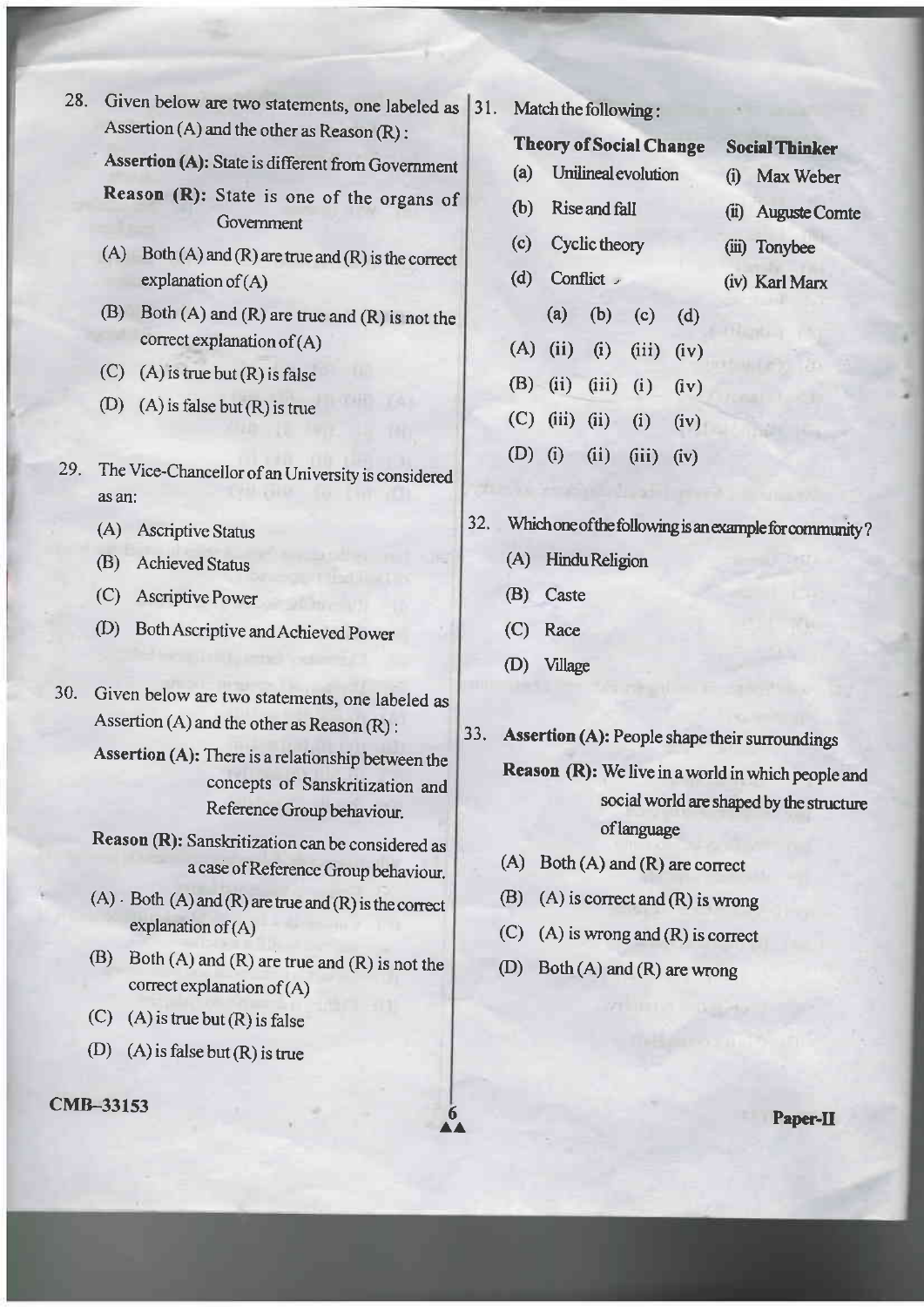28. Given below are two statements, one labeled as Assertion (A) and the other as Reason (R):

    **Assertion (A):** State is different from Government

    **Reason (R):** State is one of the organs of Government

    (A) Both (A) and (R) are true and (R) is the correct explanation of (A)

    (B) Both (A) and (R) are true and (R) is not the correct explanation of (A)

    (C) (A) is true but (R) is false

    (D) (A) is false but (R) is true

29. The Vice-Chancellor of an University is considered as an:

    (A) Ascriptive Status

    (B) Achieved Status

    (C) Ascriptive Power

    (D) Both Ascriptive and Achieved Power

30. Given below are two statements, one labeled as Assertion (A) and the other as Reason (R):

    **Assertion (A):** There is a relationship between the concepts of Sanskritization and Reference Group behaviour.

    **Reason (R):** Sanskritization can be considered as a case of Reference Group behaviour.

    (A) Both (A) and (R) are true and (R) is the correct explanation of (A)

    (B) Both (A) and (R) are true and (R) is not the correct explanation of (A)

    (C) (A) is true but (R) is false

    (D) (A) is false but (R) is true

31. Match the following:

    | **Theory of Social Change** | **Social Thinker** |
    | --- | --- |
    | (a) Unilineal evolution | (i) Max Weber |
    | (b) Rise and fall | (ii) Auguste Comte |
    | (c) Cyclic theory | (iii) Tonybee |
    | (d) Conflict | (iv) Karl Marx |

    | | (a) | (b) | (c) | (d) |
    | --- | --- | --- | --- | --- |
    | (A) | (ii) | (i) | (iii) | (iv) |
    | (B) | (ii) | (iii) | (i) | (iv) |
    | (C) | (iii) | (ii) | (i) | (iv) |
    | (D) | (i) | (ii) | (iii) | (iv) |

32. Which one of the following is an example for community?

    (A) Hindu Religion

    (B) Caste

    (C) Race

    (D) Village

33. **Assertion (A):** People shape their surroundings

    **Reason (R):** We live in a world in which people and social world are shaped by the structure of language

    (A) Both (A) and (R) are correct

    (B) (A) is correct and (R) is wrong

    (C) (A) is wrong and (R) is correct

    (D) Both (A) and (R) are wrong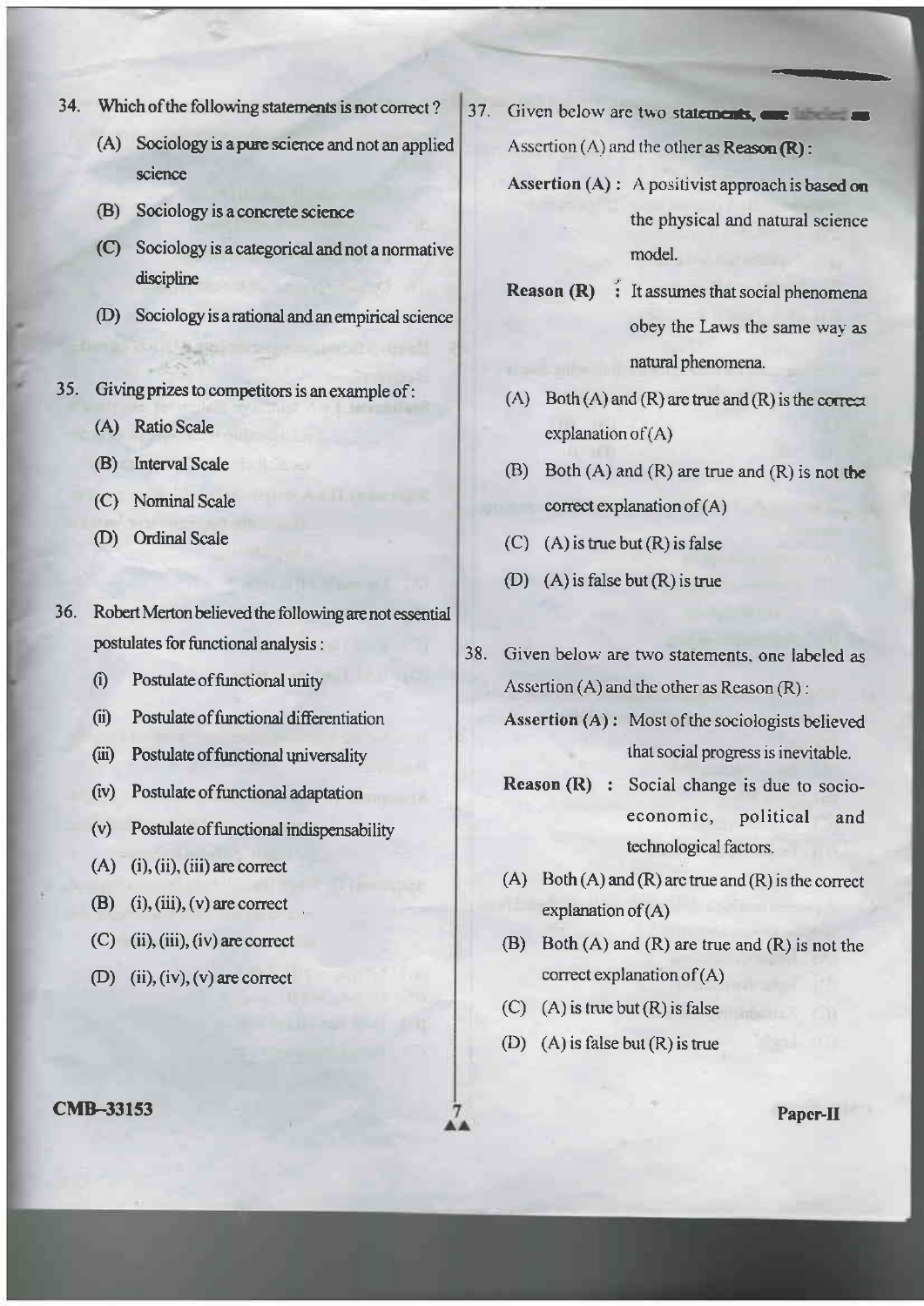34. Which of the following statements is not correct ?

    (A) Sociology is a pure science and not an applied science

    (B) Sociology is a concrete science

    (C) Sociology is a categorical and not a normative discipline

    (D) Sociology is a rational and an empirical science

35. Giving prizes to competitors is an example of :

    (A) Ratio Scale

    (B) Interval Scale

    (C) Nominal Scale

    (D) Ordinal Scale

36. Robert Merton believed the following are not essential postulates for functional analysis :

    (i) Postulate of functional unity

    (ii) Postulate of functional differentiation

    (iii) Postulate of functional universality

    (iv) Postulate of functional adaptation

    (v) Postulate of functional indispensability

    (A) (i), (ii), (iii) are correct

    (B) (i), (iii), (v) are correct

    (C) (ii), (iii), (iv) are correct

    (D) (ii), (iv), (v) are correct

37. Given below are two statements, one labeled as Assertion (A) and the other as Reason (R) :

    **Assertion (A) :** A positivist approach is based on the physical and natural science model.

    **Reason (R) :** It assumes that social phenomena obey the Laws the same way as natural phenomena.

    (A) Both (A) and (R) are true and (R) is the correct explanation of (A)

    (B) Both (A) and (R) are true and (R) is not the correct explanation of (A)

    (C) (A) is true but (R) is false

    (D) (A) is false but (R) is true

38. Given below are two statements, one labeled as Assertion (A) and the other as Reason (R) :

    **Assertion (A) :** Most of the sociologists believed that social progress is inevitable.

    **Reason (R) :** Social change is due to socio-economic, political and technological factors.

    (A) Both (A) and (R) are true and (R) is the correct explanation of (A)

    (B) Both (A) and (R) are true and (R) is not the correct explanation of (A)

    (C) (A) is true but (R) is false

    (D) (A) is false but (R) is true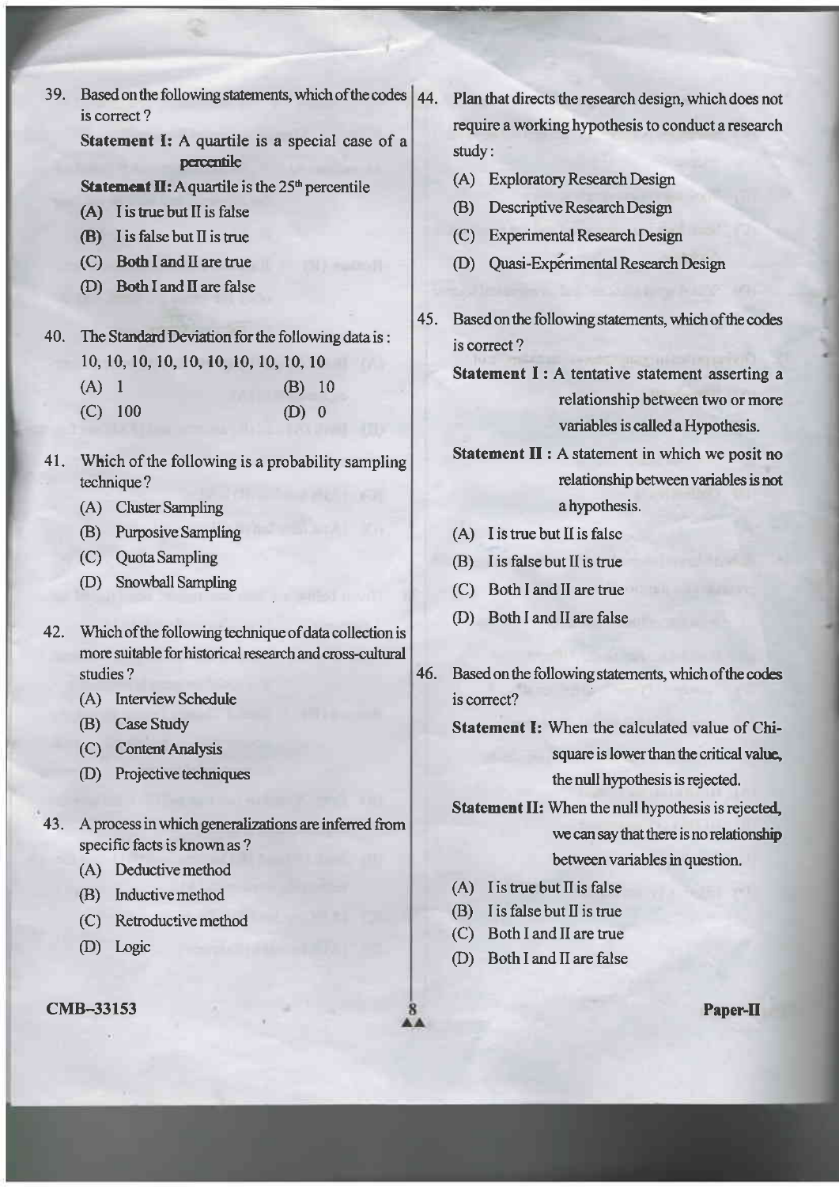39. Based on the following statements, which of the codes is correct ?

    **Statement I:** A quartile is a special case of a percentile

    **Statement II:** A quartile is the 25th percentile

    (A) I is true but II is false

    (B) I is false but II is true

    (C) Both I and II are true

    (D) Both I and II are false

40. The Standard Deviation for the following data is :

    10, 10, 10, 10, 10, 10, 10, 10, 10, 10

    (A) 1  (B) 10

    (C) 100  (D) 0

41. Which of the following is a probability sampling technique ?

    (A) Cluster Sampling

    (B) Purposive Sampling

    (C) Quota Sampling

    (D) Snowball Sampling

42. Which of the following technique of data collection is more suitable for historical research and cross-cultural studies ?

    (A) Interview Schedule

    (B) Case Study

    (C) Content Analysis

    (D) Projective techniques

43. A process in which generalizations are inferred from specific facts is known as ?

    (A) Deductive method

    (B) Inductive method

    (C) Retroductive method

    (D) Logic

44. Plan that directs the research design, which does not require a working hypothesis to conduct a research study :

    (A) Exploratory Research Design

    (B) Descriptive Research Design

    (C) Experimental Research Design

    (D) Quasi-Expérimental Research Design

45. Based on the following statements, which of the codes is correct ?

    **Statement I :** A tentative statement asserting a relationship between two or more variables is called a Hypothesis.

    **Statement II :** A statement in which we posit no relationship between variables is not a hypothesis.

    (A) I is true but II is false

    (B) I is false but II is true

    (C) Both I and II are true

    (D) Both I and II are false

46. Based on the following statements, which of the codes is correct?

    **Statement I:** When the calculated value of Chi-square is lower than the critical value, the null hypothesis is rejected.

    **Statement II:** When the null hypothesis is rejected, we can say that there is no relationship between variables in question.

    (A) I is true but II is false

    (B) I is false but II is true

    (C) Both I and II are true

    (D) Both I and II are false

CMB-33153

Paper-II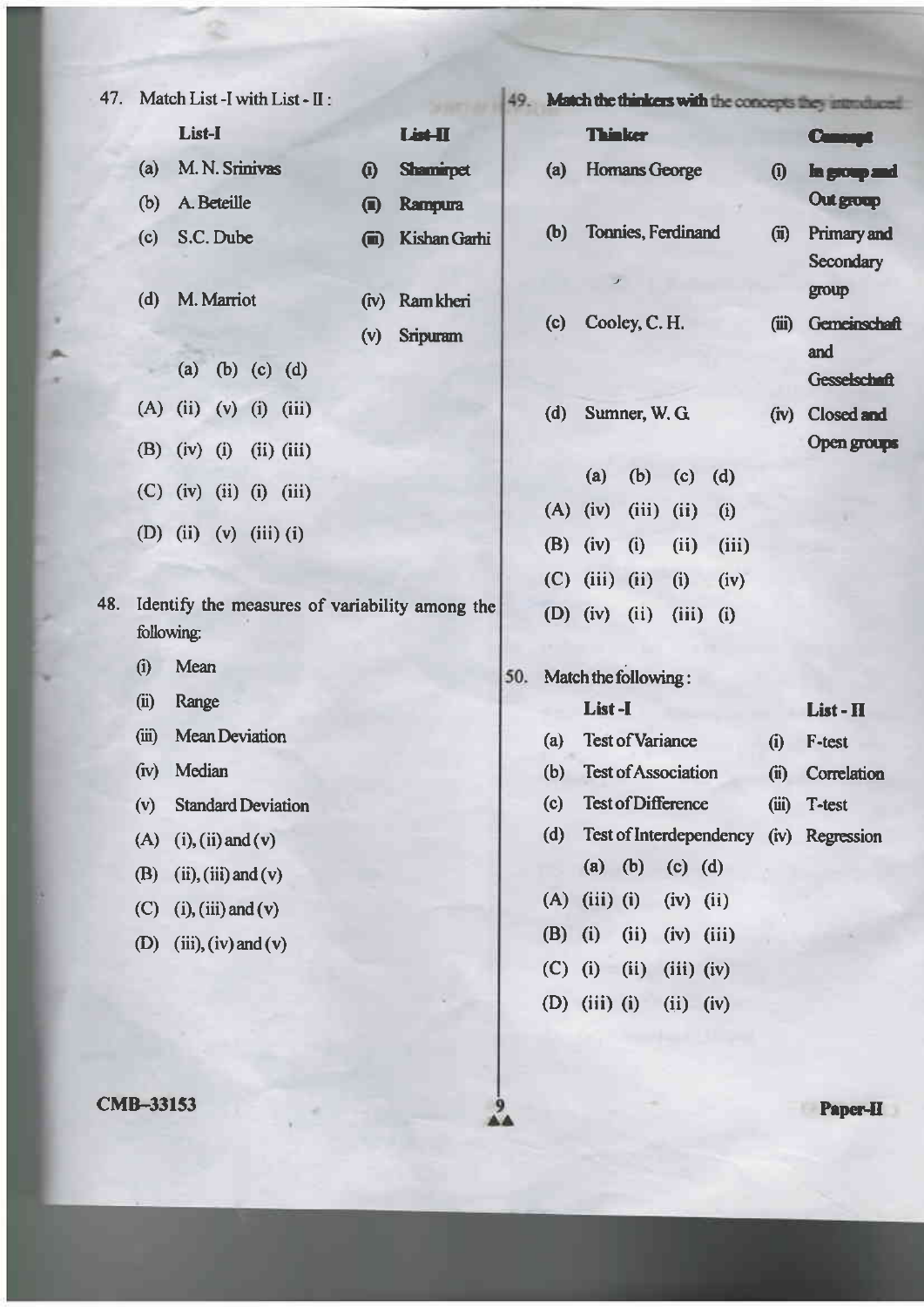47. Match List -I with List - II :

| List-I | | List-II | |
|---|---|---|---|
| (a) | M. N. Srinivas | (i) | Shamirpet |
| (b) | A. Beteille | (ii) | Rampura |
| (c) | S.C. Dube | (iii) | Kishan Garhi |
| (d) | M. Marriot | (iv) | Ram kheri |
| | | (v) | Sripuram |

| | (a) | (b) | (c) | (d) |
|---|---|---|---|---|
| (A) | (ii) | (v) | (i) | (iii) |
| (B) | (iv) | (i) | (ii) | (iii) |
| (C) | (iv) | (ii) | (i) | (iii) |
| (D) | (ii) | (v) | (iii) | (i) |

48. Identify the measures of variability among the following:

(i) Mean

(ii) Range

(iii) Mean Deviation

(iv) Median

(v) Standard Deviation

(A) (i), (ii) and (v)

(B) (ii), (iii) and (v)

(C) (i), (iii) and (v)

(D) (iii), (iv) and (v)

49. Match the thinkers with the concepts they introduced:

| Thinker | | Concept | |
|---|---|---|---|
| (a) | Homans George | (i) | In group and Out group |
| (b) | Tonnies, Ferdinand | (ii) | Primary and Secondary group |
| (c) | Cooley, C. H. | (iii) | Gemeinschaft and Gesselschaft |
| (d) | Sumner, W. G. | (iv) | Closed and Open groups |

| | (a) | (b) | (c) | (d) |
|---|---|---|---|---|
| (A) | (iv) | (iii) | (ii) | (i) |
| (B) | (iv) | (i) | (ii) | (iii) |
| (C) | (iii) | (ii) | (i) | (iv) |
| (D) | (iv) | (ii) | (iii) | (i) |

50. Match the following :

| List -I | | List - II | |
|---|---|---|---|
| (a) | Test of Variance | (i) | F-test |
| (b) | Test of Association | (ii) | Correlation |
| (c) | Test of Difference | (iii) | T-test |
| (d) | Test of Interdependency | (iv) | Regression |

| | (a) | (b) | (c) | (d) |
|---|---|---|---|---|
| (A) | (iii) | (i) | (iv) | (ii) |
| (B) | (i) | (ii) | (iv) | (iii) |
| (C) | (i) | (ii) | (iii) | (iv) |
| (D) | (iii) | (i) | (ii) | (iv) |